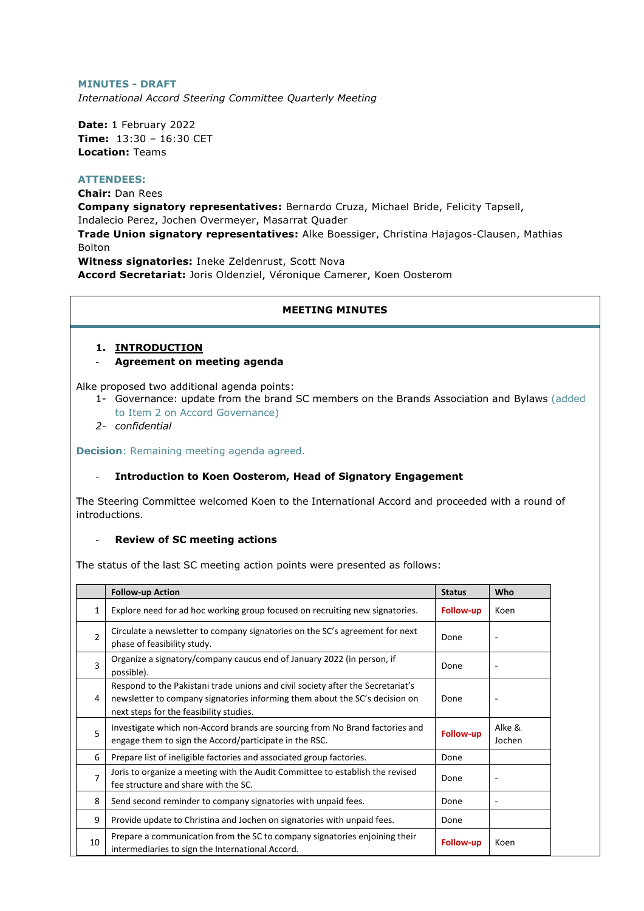**MINUTES - DRAFT**

*International Accord Steering Committee Quarterly Meeting*

**Date:** 1 February 2022
**Time:** 13:30 – 16:30 CET
**Location:** Teams

**ATTENDEES:**

**Chair:** Dan Rees
**Company signatory representatives:** Bernardo Cruza, Michael Bride, Felicity Tapsell, Indalecio Perez, Jochen Overmeyer, Masarrat Quader
**Trade Union signatory representatives:** Alke Boessiger, Christina Hajagos-Clausen, Mathias Bolton
**Witness signatories:** Ineke Zeldenrust, Scott Nova
**Accord Secretariat:** Joris Oldenziel, Véronique Camerer, Koen Oosterom

## MEETING MINUTES

### 1. INTRODUCTION

- **Agreement on meeting agenda**

Alke proposed two additional agenda points:

1- Governance: update from the brand SC members on the Brands Association and Bylaws (added to Item 2 on Accord Governance)
2- *confidential*

**Decision**: Remaining meeting agenda agreed.

- **Introduction to Koen Oosterom, Head of Signatory Engagement**

The Steering Committee welcomed Koen to the International Accord and proceeded with a round of introductions.

- **Review of SC meeting actions**

The status of the last SC meeting action points were presented as follows:

| | Follow-up Action | Status | Who |
|---|---|---|---|
| 1 | Explore need for ad hoc working group focused on recruiting new signatories. | Follow-up | Koen |
| 2 | Circulate a newsletter to company signatories on the SC's agreement for next phase of feasibility study. | Done | - |
| 3 | Organize a signatory/company caucus end of January 2022 (in person, if possible). | Done | - |
| 4 | Respond to the Pakistani trade unions and civil society after the Secretariat's newsletter to company signatories informing them about the SC's decision on next steps for the feasibility studies. | Done | - |
| 5 | Investigate which non-Accord brands are sourcing from No Brand factories and engage them to sign the Accord/participate in the RSC. | Follow-up | Alke & Jochen |
| 6 | Prepare list of ineligible factories and associated group factories. | Done | |
| 7 | Joris to organize a meeting with the Audit Committee to establish the revised fee structure and share with the SC. | Done | - |
| 8 | Send second reminder to company signatories with unpaid fees. | Done | - |
| 9 | Provide update to Christina and Jochen on signatories with unpaid fees. | Done | |
| 10 | Prepare a communication from the SC to company signatories enjoining their intermediaries to sign the International Accord. | Follow-up | Koen |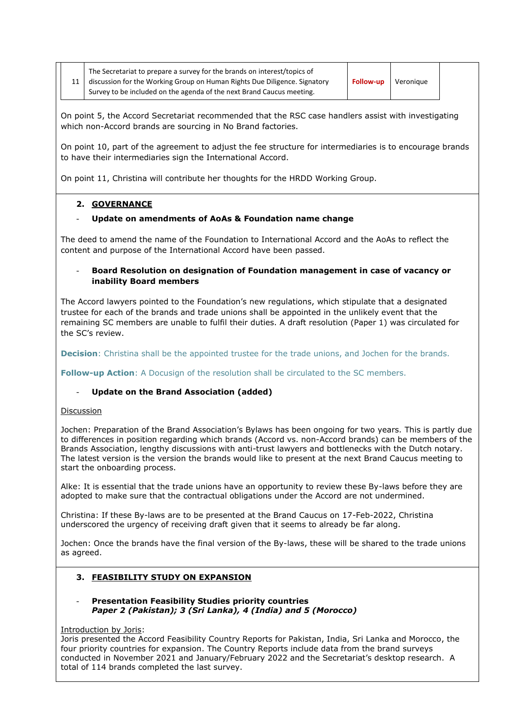| 11 | The Secretariat to prepare a survey for the brands on interest/topics of discussion for the Working Group on Human Rights Due Diligence. Signatory Survey to be included on the agenda of the next Brand Caucus meeting. | **Follow-up** | Veronique |
|---|---|---|---|

On point 5, the Accord Secretariat recommended that the RSC case handlers assist with investigating which non-Accord brands are sourcing in No Brand factories.

On point 10, part of the agreement to adjust the fee structure for intermediaries is to encourage brands to have their intermediaries sign the International Accord.

On point 11, Christina will contribute her thoughts for the HRDD Working Group.

## 2. GOVERNANCE

- **Update on amendments of AoAs & Foundation name change**

The deed to amend the name of the Foundation to International Accord and the AoAs to reflect the content and purpose of the International Accord have been passed.

- **Board Resolution on designation of Foundation management in case of vacancy or inability Board members**

The Accord lawyers pointed to the Foundation's new regulations, which stipulate that a designated trustee for each of the brands and trade unions shall be appointed in the unlikely event that the remaining SC members are unable to fulfil their duties. A draft resolution (Paper 1) was circulated for the SC's review.

**Decision**: Christina shall be the appointed trustee for the trade unions, and Jochen for the brands.

**Follow-up Action**: A Docusign of the resolution shall be circulated to the SC members.

- **Update on the Brand Association (added)**

Discussion

Jochen: Preparation of the Brand Association's Bylaws has been ongoing for two years. This is partly due to differences in position regarding which brands (Accord vs. non-Accord brands) can be members of the Brands Association, lengthy discussions with anti-trust lawyers and bottlenecks with the Dutch notary. The latest version is the version the brands would like to present at the next Brand Caucus meeting to start the onboarding process.

Alke: It is essential that the trade unions have an opportunity to review these By-laws before they are adopted to make sure that the contractual obligations under the Accord are not undermined.

Christina: If these By-laws are to be presented at the Brand Caucus on 17-Feb-2022, Christina underscored the urgency of receiving draft given that it seems to already be far along.

Jochen: Once the brands have the final version of the By-laws, these will be shared to the trade unions as agreed.

## 3. FEASIBILITY STUDY ON EXPANSION

- **Presentation Feasibility Studies priority countries**
  ***Paper 2 (Pakistan); 3 (Sri Lanka), 4 (India) and 5 (Morocco)***

Introduction by Joris:
Joris presented the Accord Feasibility Country Reports for Pakistan, India, Sri Lanka and Morocco, the four priority countries for expansion. The Country Reports include data from the brand surveys conducted in November 2021 and January/February 2022 and the Secretariat's desktop research. A total of 114 brands completed the last survey.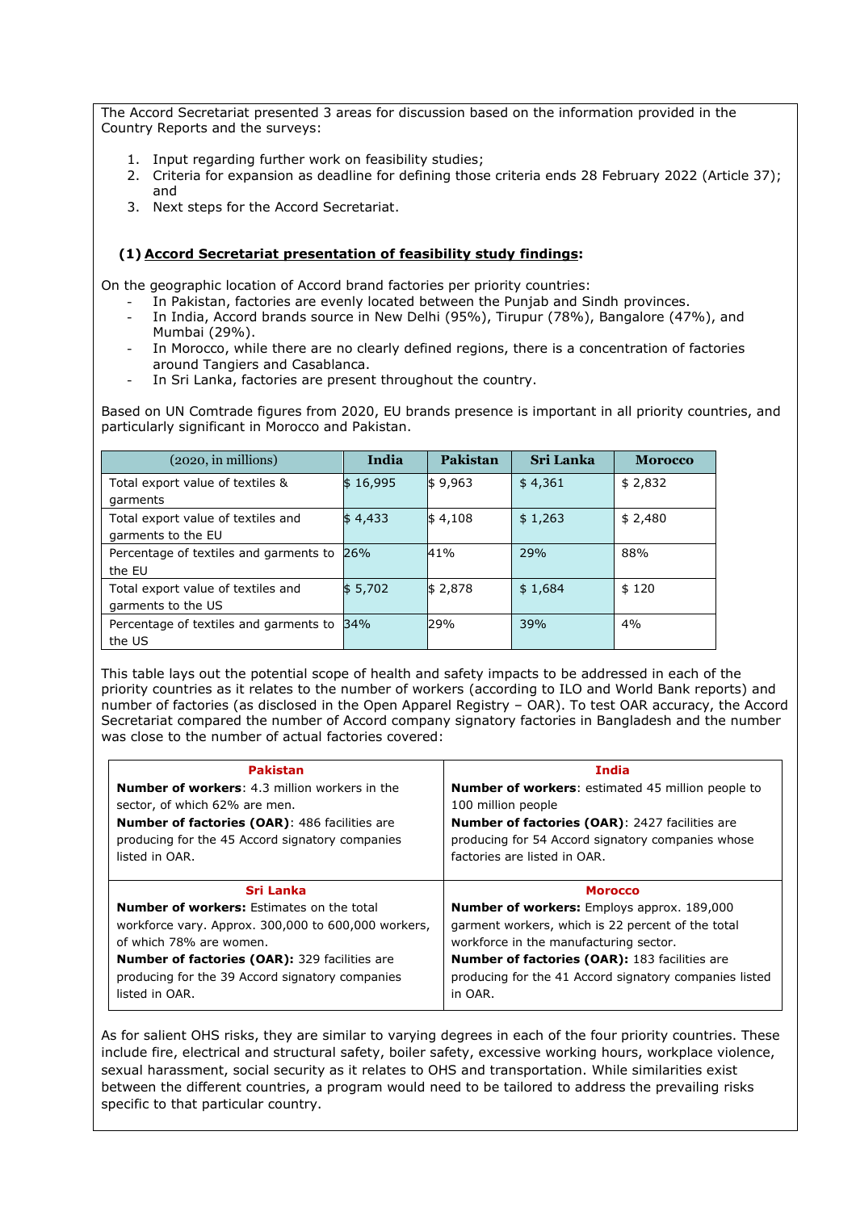The Accord Secretariat presented 3 areas for discussion based on the information provided in the Country Reports and the surveys:

1. Input regarding further work on feasibility studies;
2. Criteria for expansion as deadline for defining those criteria ends 28 February 2022 (Article 37); and
3. Next steps for the Accord Secretariat.

**(1) Accord Secretariat presentation of feasibility study findings:**

On the geographic location of Accord brand factories per priority countries:

- In Pakistan, factories are evenly located between the Punjab and Sindh provinces.
- In India, Accord brands source in New Delhi (95%), Tirupur (78%), Bangalore (47%), and Mumbai (29%).
- In Morocco, while there are no clearly defined regions, there is a concentration of factories around Tangiers and Casablanca.
- In Sri Lanka, factories are present throughout the country.

Based on UN Comtrade figures from 2020, EU brands presence is important in all priority countries, and particularly significant in Morocco and Pakistan.

| (2020, in millions) | India | Pakistan | Sri Lanka | Morocco |
|---|---|---|---|---|
| Total export value of textiles & garments | $ 16,995 | $ 9,963 | $ 4,361 | $ 2,832 |
| Total export value of textiles and garments to the EU | $ 4,433 | $ 4,108 | $ 1,263 | $ 2,480 |
| Percentage of textiles and garments to the EU | 26% | 41% | 29% | 88% |
| Total export value of textiles and garments to the US | $ 5,702 | $ 2,878 | $ 1,684 | $ 120 |
| Percentage of textiles and garments to the US | 34% | 29% | 39% | 4% |

This table lays out the potential scope of health and safety impacts to be addressed in each of the priority countries as it relates to the number of workers (according to ILO and World Bank reports) and number of factories (as disclosed in the Open Apparel Registry – OAR). To test OAR accuracy, the Accord Secretariat compared the number of Accord company signatory factories in Bangladesh and the number was close to the number of actual factories covered:

| Pakistan | India |
|---|---|
| **Number of workers**: 4.3 million workers in the sector, of which 62% are men. **Number of factories (OAR)**: 486 facilities are producing for the 45 Accord signatory companies listed in OAR. | **Number of workers**: estimated 45 million people to 100 million people **Number of factories (OAR)**: 2427 facilities are producing for 54 Accord signatory companies whose factories are listed in OAR. |
| **Sri Lanka** | **Morocco** |
| **Number of workers:** Estimates on the total workforce vary. Approx. 300,000 to 600,000 workers, of which 78% are women. **Number of factories (OAR):** 329 facilities are producing for the 39 Accord signatory companies listed in OAR. | **Number of workers:** Employs approx. 189,000 garment workers, which is 22 percent of the total workforce in the manufacturing sector. **Number of factories (OAR):** 183 facilities are producing for the 41 Accord signatory companies listed in OAR. |

As for salient OHS risks, they are similar to varying degrees in each of the four priority countries. These include fire, electrical and structural safety, boiler safety, excessive working hours, workplace violence, sexual harassment, social security as it relates to OHS and transportation. While similarities exist between the different countries, a program would need to be tailored to address the prevailing risks specific to that particular country.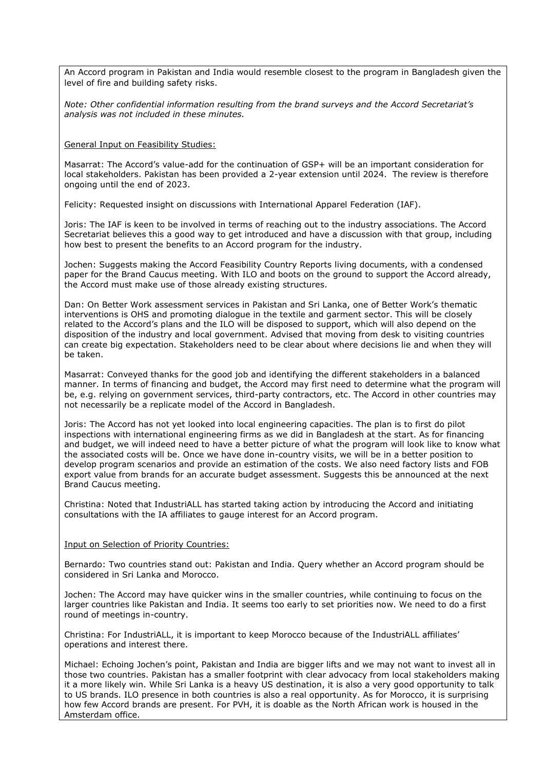An Accord program in Pakistan and India would resemble closest to the program in Bangladesh given the level of fire and building safety risks.

*Note: Other confidential information resulting from the brand surveys and the Accord Secretariat's analysis was not included in these minutes.*

General Input on Feasibility Studies:

Masarrat: The Accord's value-add for the continuation of GSP+ will be an important consideration for local stakeholders. Pakistan has been provided a 2-year extension until 2024. The review is therefore ongoing until the end of 2023.

Felicity: Requested insight on discussions with International Apparel Federation (IAF).

Joris: The IAF is keen to be involved in terms of reaching out to the industry associations. The Accord Secretariat believes this a good way to get introduced and have a discussion with that group, including how best to present the benefits to an Accord program for the industry.

Jochen: Suggests making the Accord Feasibility Country Reports living documents, with a condensed paper for the Brand Caucus meeting. With ILO and boots on the ground to support the Accord already, the Accord must make use of those already existing structures.

Dan: On Better Work assessment services in Pakistan and Sri Lanka, one of Better Work's thematic interventions is OHS and promoting dialogue in the textile and garment sector. This will be closely related to the Accord's plans and the ILO will be disposed to support, which will also depend on the disposition of the industry and local government. Advised that moving from desk to visiting countries can create big expectation. Stakeholders need to be clear about where decisions lie and when they will be taken.

Masarrat: Conveyed thanks for the good job and identifying the different stakeholders in a balanced manner. In terms of financing and budget, the Accord may first need to determine what the program will be, e.g. relying on government services, third-party contractors, etc. The Accord in other countries may not necessarily be a replicate model of the Accord in Bangladesh.

Joris: The Accord has not yet looked into local engineering capacities. The plan is to first do pilot inspections with international engineering firms as we did in Bangladesh at the start. As for financing and budget, we will indeed need to have a better picture of what the program will look like to know what the associated costs will be. Once we have done in-country visits, we will be in a better position to develop program scenarios and provide an estimation of the costs. We also need factory lists and FOB export value from brands for an accurate budget assessment. Suggests this be announced at the next Brand Caucus meeting.

Christina: Noted that IndustriALL has started taking action by introducing the Accord and initiating consultations with the IA affiliates to gauge interest for an Accord program.

Input on Selection of Priority Countries:

Bernardo: Two countries stand out: Pakistan and India. Query whether an Accord program should be considered in Sri Lanka and Morocco.

Jochen: The Accord may have quicker wins in the smaller countries, while continuing to focus on the larger countries like Pakistan and India. It seems too early to set priorities now. We need to do a first round of meetings in-country.

Christina: For IndustriALL, it is important to keep Morocco because of the IndustriALL affiliates' operations and interest there.

Michael: Echoing Jochen's point, Pakistan and India are bigger lifts and we may not want to invest all in those two countries. Pakistan has a smaller footprint with clear advocacy from local stakeholders making it a more likely win. While Sri Lanka is a heavy US destination, it is also a very good opportunity to talk to US brands. ILO presence in both countries is also a real opportunity. As for Morocco, it is surprising how few Accord brands are present. For PVH, it is doable as the North African work is housed in the Amsterdam office.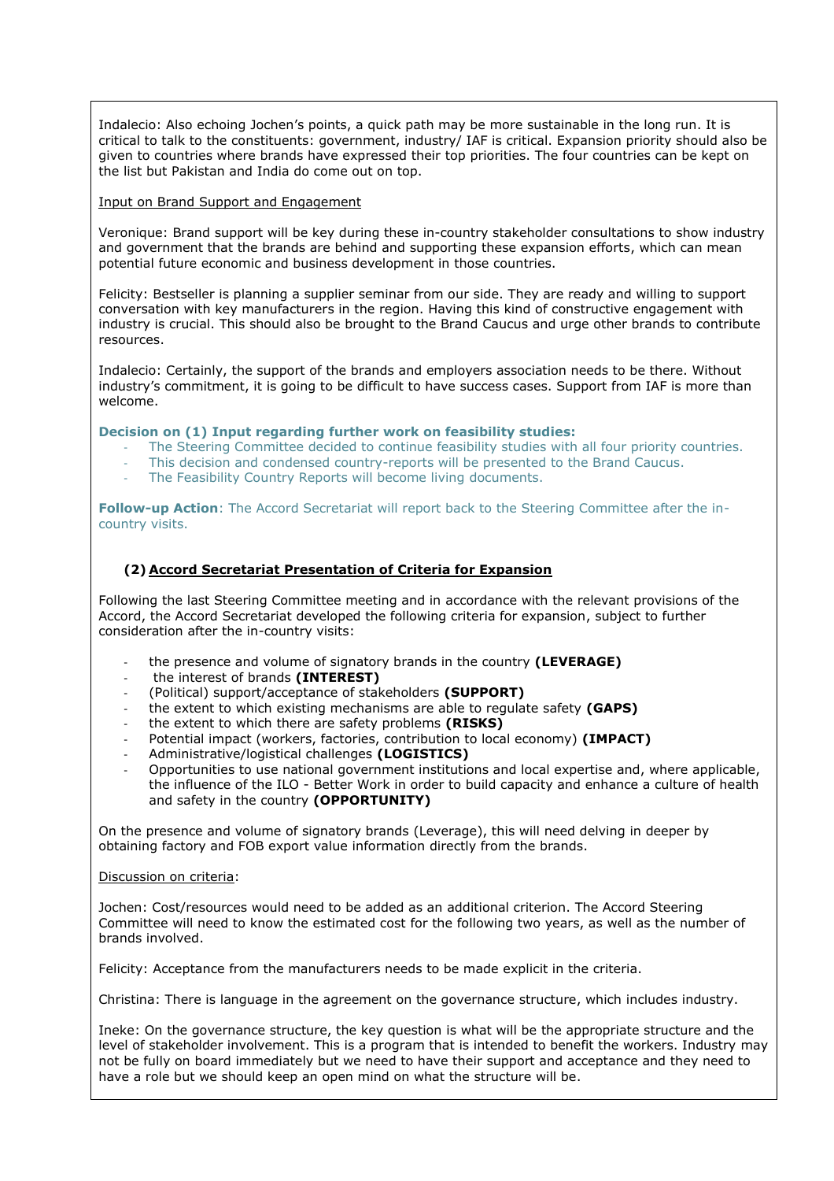Indalecio: Also echoing Jochen's points, a quick path may be more sustainable in the long run. It is critical to talk to the constituents: government, industry/ IAF is critical. Expansion priority should also be given to countries where brands have expressed their top priorities. The four countries can be kept on the list but Pakistan and India do come out on top.

Input on Brand Support and Engagement

Veronique: Brand support will be key during these in-country stakeholder consultations to show industry and government that the brands are behind and supporting these expansion efforts, which can mean potential future economic and business development in those countries.

Felicity: Bestseller is planning a supplier seminar from our side. They are ready and willing to support conversation with key manufacturers in the region. Having this kind of constructive engagement with industry is crucial. This should also be brought to the Brand Caucus and urge other brands to contribute resources.

Indalecio: Certainly, the support of the brands and employers association needs to be there. Without industry's commitment, it is going to be difficult to have success cases. Support from IAF is more than welcome.

**Decision on (1) Input regarding further work on feasibility studies:**

- The Steering Committee decided to continue feasibility studies with all four priority countries.
- This decision and condensed country-reports will be presented to the Brand Caucus.
- The Feasibility Country Reports will become living documents.

**Follow-up Action**: The Accord Secretariat will report back to the Steering Committee after the in-country visits.

### (2) Accord Secretariat Presentation of Criteria for Expansion

Following the last Steering Committee meeting and in accordance with the relevant provisions of the Accord, the Accord Secretariat developed the following criteria for expansion, subject to further consideration after the in-country visits:

- the presence and volume of signatory brands in the country **(LEVERAGE)**
- the interest of brands **(INTEREST)**
- (Political) support/acceptance of stakeholders **(SUPPORT)**
- the extent to which existing mechanisms are able to regulate safety **(GAPS)**
- the extent to which there are safety problems **(RISKS)**
- Potential impact (workers, factories, contribution to local economy) **(IMPACT)**
- Administrative/logistical challenges **(LOGISTICS)**
- Opportunities to use national government institutions and local expertise and, where applicable, the influence of the ILO - Better Work in order to build capacity and enhance a culture of health and safety in the country **(OPPORTUNITY)**

On the presence and volume of signatory brands (Leverage), this will need delving in deeper by obtaining factory and FOB export value information directly from the brands.

Discussion on criteria:

Jochen: Cost/resources would need to be added as an additional criterion. The Accord Steering Committee will need to know the estimated cost for the following two years, as well as the number of brands involved.

Felicity: Acceptance from the manufacturers needs to be made explicit in the criteria.

Christina: There is language in the agreement on the governance structure, which includes industry.

Ineke: On the governance structure, the key question is what will be the appropriate structure and the level of stakeholder involvement. This is a program that is intended to benefit the workers. Industry may not be fully on board immediately but we need to have their support and acceptance and they need to have a role but we should keep an open mind on what the structure will be.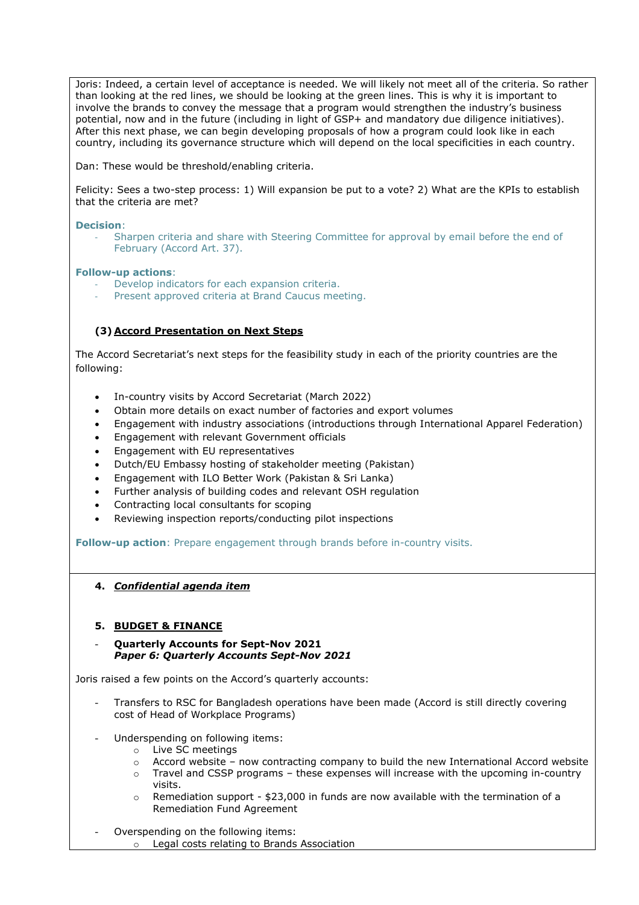Joris: Indeed, a certain level of acceptance is needed. We will likely not meet all of the criteria. So rather than looking at the red lines, we should be looking at the green lines. This is why it is important to involve the brands to convey the message that a program would strengthen the industry's business potential, now and in the future (including in light of GSP+ and mandatory due diligence initiatives). After this next phase, we can begin developing proposals of how a program could look like in each country, including its governance structure which will depend on the local specificities in each country.

Dan: These would be threshold/enabling criteria.

Felicity: Sees a two-step process: 1) Will expansion be put to a vote? 2) What are the KPIs to establish that the criteria are met?

**Decision**:

- Sharpen criteria and share with Steering Committee for approval by email before the end of February (Accord Art. 37).

**Follow-up actions**:

- Develop indicators for each expansion criteria.
- Present approved criteria at Brand Caucus meeting.

**(3) <u>Accord Presentation on Next Steps</u>**

The Accord Secretariat's next steps for the feasibility study in each of the priority countries are the following:

- In-country visits by Accord Secretariat (March 2022)
- Obtain more details on exact number of factories and export volumes
- Engagement with industry associations (introductions through International Apparel Federation)
- Engagement with relevant Government officials
- Engagement with EU representatives
- Dutch/EU Embassy hosting of stakeholder meeting (Pakistan)
- Engagement with ILO Better Work (Pakistan & Sri Lanka)
- Further analysis of building codes and relevant OSH regulation
- Contracting local consultants for scoping
- Reviewing inspection reports/conducting pilot inspections

**Follow-up action**: Prepare engagement through brands before in-country visits.

**4. *<u>Confidential agenda item</u>***

**5. <u>BUDGET & FINANCE</u>**

- **Quarterly Accounts for Sept-Nov 2021**
  ***Paper 6: Quarterly Accounts Sept-Nov 2021***

Joris raised a few points on the Accord's quarterly accounts:

- Transfers to RSC for Bangladesh operations have been made (Accord is still directly covering cost of Head of Workplace Programs)

- Underspending on following items:
  - Live SC meetings
  - Accord website – now contracting company to build the new International Accord website
  - Travel and CSSP programs – these expenses will increase with the upcoming in-country visits.
  - Remediation support - $23,000 in funds are now available with the termination of a Remediation Fund Agreement

- Overspending on the following items:
  - Legal costs relating to Brands Association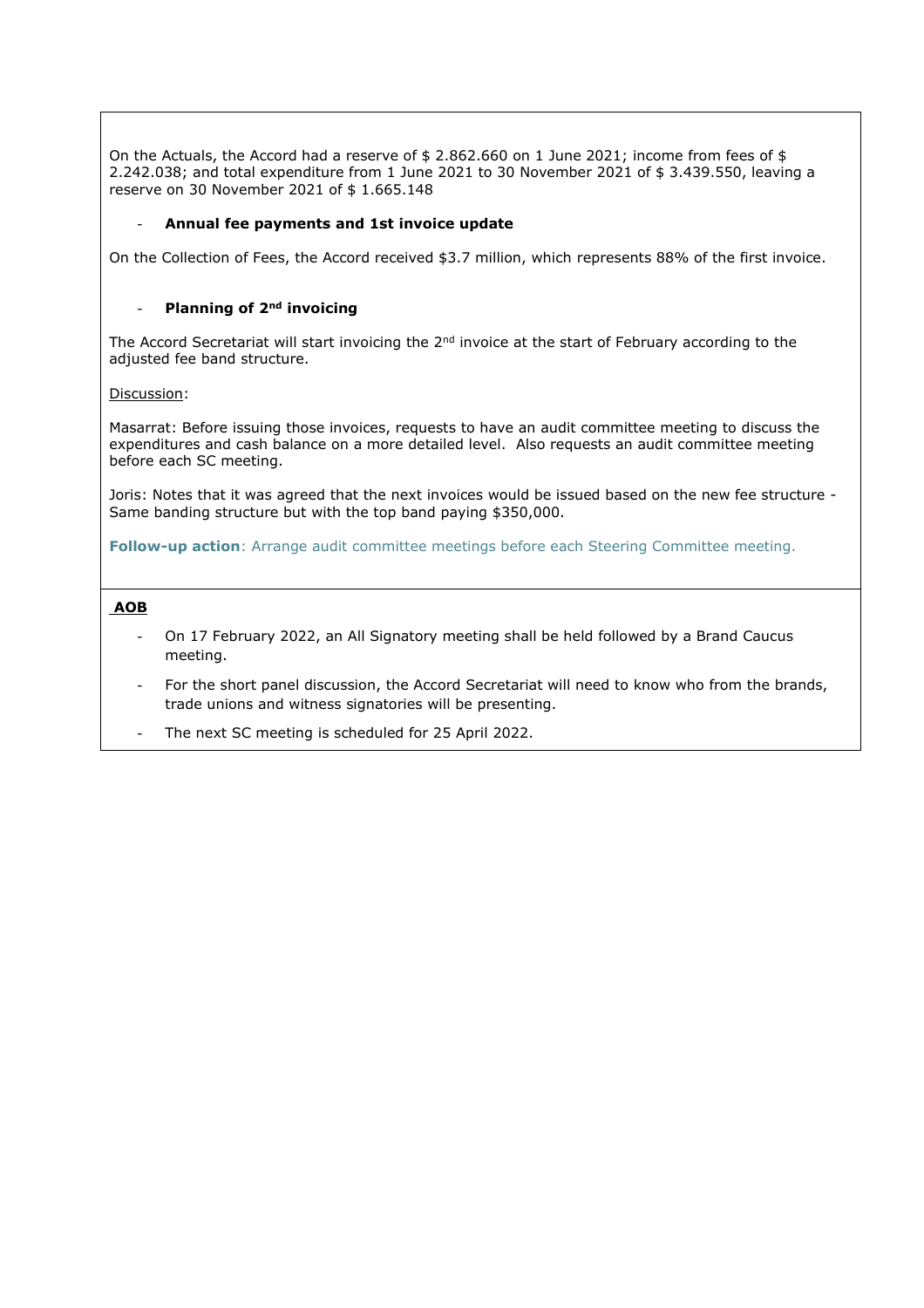On the Actuals, the Accord had a reserve of $ 2.862.660 on 1 June 2021; income from fees of $ 2.242.038; and total expenditure from 1 June 2021 to 30 November 2021 of $ 3.439.550, leaving a reserve on 30 November 2021 of $ 1.665.148

- **Annual fee payments and 1st invoice update**

On the Collection of Fees, the Accord received $3.7 million, which represents 88% of the first invoice.

- **Planning of 2nd invoicing**

The Accord Secretariat will start invoicing the 2nd invoice at the start of February according to the adjusted fee band structure.

Discussion:

Masarrat: Before issuing those invoices, requests to have an audit committee meeting to discuss the expenditures and cash balance on a more detailed level. Also requests an audit committee meeting before each SC meeting.

Joris: Notes that it was agreed that the next invoices would be issued based on the new fee structure - Same banding structure but with the top band paying $350,000.

**Follow-up action**: Arrange audit committee meetings before each Steering Committee meeting.

**AOB**

- On 17 February 2022, an All Signatory meeting shall be held followed by a Brand Caucus meeting.
- For the short panel discussion, the Accord Secretariat will need to know who from the brands, trade unions and witness signatories will be presenting.
- The next SC meeting is scheduled for 25 April 2022.